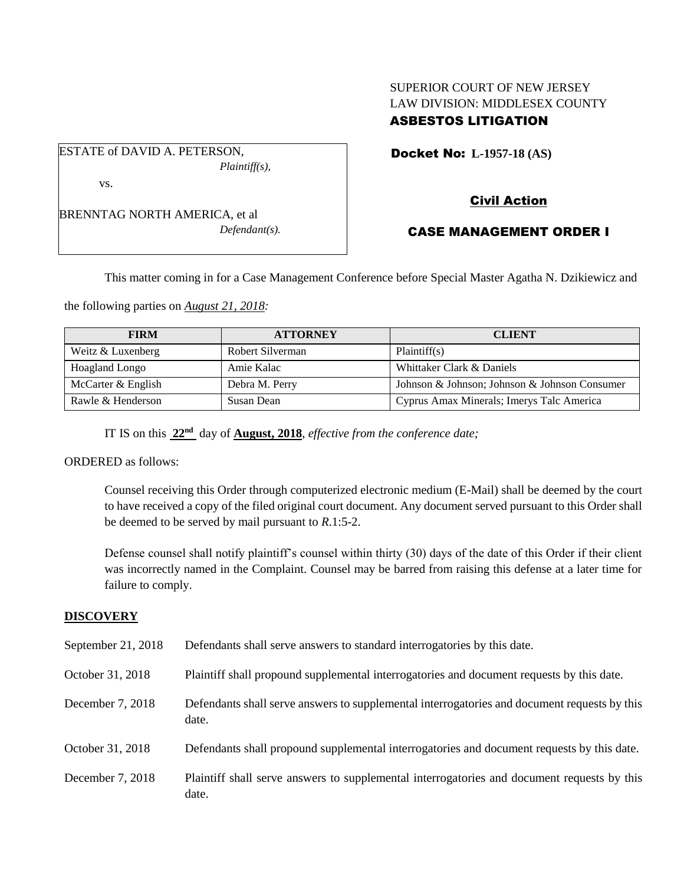SUPERIOR COURT OF NEW JERSEY
LAW DIVISION: MIDDLESEX COUNTY
**ASBESTOS LITIGATION**

ESTATE of DAVID A. PETERSON,
*Plaintiff(s),*

vs.

BRENNTAG NORTH AMERICA, et al
*Defendant(s).*

**Docket No: L-1957-18 (AS)**

**Civil Action**

**CASE MANAGEMENT ORDER I**

This matter coming in for a Case Management Conference before Special Master Agatha N. Dzikiewicz and the following parties on *August 21, 2018:*

| FIRM | ATTORNEY | CLIENT |
|---|---|---|
| Weitz & Luxenberg | Robert Silverman | Plaintiff(s) |
| Hoagland Longo | Amie Kalac | Whittaker Clark & Daniels |
| McCarter & English | Debra M. Perry | Johnson & Johnson; Johnson & Johnson Consumer |
| Rawle & Henderson | Susan Dean | Cyprus Amax Minerals; Imerys Talc America |

IT IS on this **22nd** day of **August, 2018**, *effective from the conference date;*

ORDERED as follows:

Counsel receiving this Order through computerized electronic medium (E-Mail) shall be deemed by the court to have received a copy of the filed original court document. Any document served pursuant to this Order shall be deemed to be served by mail pursuant to *R*.1:5-2.

Defense counsel shall notify plaintiff's counsel within thirty (30) days of the date of this Order if their client was incorrectly named in the Complaint. Counsel may be barred from raising this defense at a later time for failure to comply.

**DISCOVERY**

| | |
|---|---|
| September 21, 2018 | Defendants shall serve answers to standard interrogatories by this date. |
| October 31, 2018 | Plaintiff shall propound supplemental interrogatories and document requests by this date. |
| December 7, 2018 | Defendants shall serve answers to supplemental interrogatories and document requests by this date. |
| October 31, 2018 | Defendants shall propound supplemental interrogatories and document requests by this date. |
| December 7, 2018 | Plaintiff shall serve answers to supplemental interrogatories and document requests by this date. |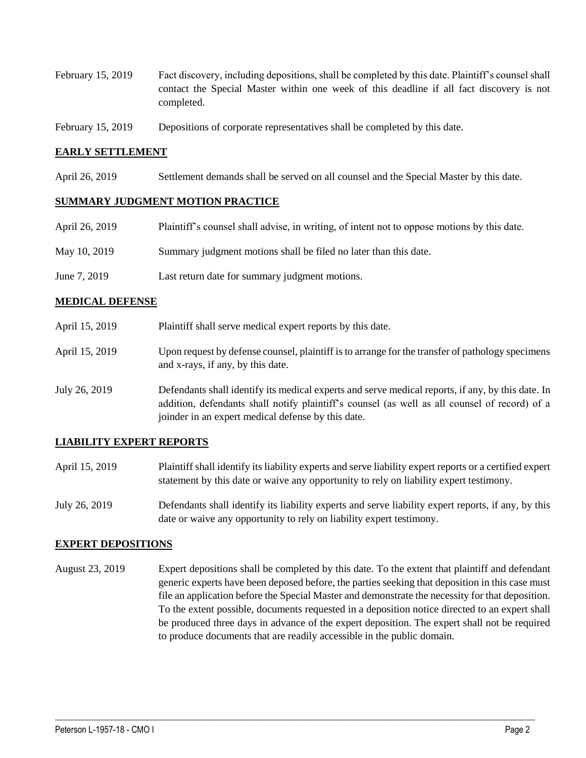February 15, 2019 Fact discovery, including depositions, shall be completed by this date. Plaintiff's counsel shall contact the Special Master within one week of this deadline if all fact discovery is not completed.

February 15, 2019 Depositions of corporate representatives shall be completed by this date.

**EARLY SETTLEMENT**

April 26, 2019 Settlement demands shall be served on all counsel and the Special Master by this date.

**SUMMARY JUDGMENT MOTION PRACTICE**

April 26, 2019 Plaintiff's counsel shall advise, in writing, of intent not to oppose motions by this date.

May 10, 2019 Summary judgment motions shall be filed no later than this date.

June 7, 2019 Last return date for summary judgment motions.

**MEDICAL DEFENSE**

April 15, 2019 Plaintiff shall serve medical expert reports by this date.

April 15, 2019 Upon request by defense counsel, plaintiff is to arrange for the transfer of pathology specimens and x-rays, if any, by this date.

July 26, 2019 Defendants shall identify its medical experts and serve medical reports, if any, by this date. In addition, defendants shall notify plaintiff's counsel (as well as all counsel of record) of a joinder in an expert medical defense by this date.

**LIABILITY EXPERT REPORTS**

April 15, 2019 Plaintiff shall identify its liability experts and serve liability expert reports or a certified expert statement by this date or waive any opportunity to rely on liability expert testimony.

July 26, 2019 Defendants shall identify its liability experts and serve liability expert reports, if any, by this date or waive any opportunity to rely on liability expert testimony.

**EXPERT DEPOSITIONS**

August 23, 2019 Expert depositions shall be completed by this date. To the extent that plaintiff and defendant generic experts have been deposed before, the parties seeking that deposition in this case must file an application before the Special Master and demonstrate the necessity for that deposition. To the extent possible, documents requested in a deposition notice directed to an expert shall be produced three days in advance of the expert deposition. The expert shall not be required to produce documents that are readily accessible in the public domain.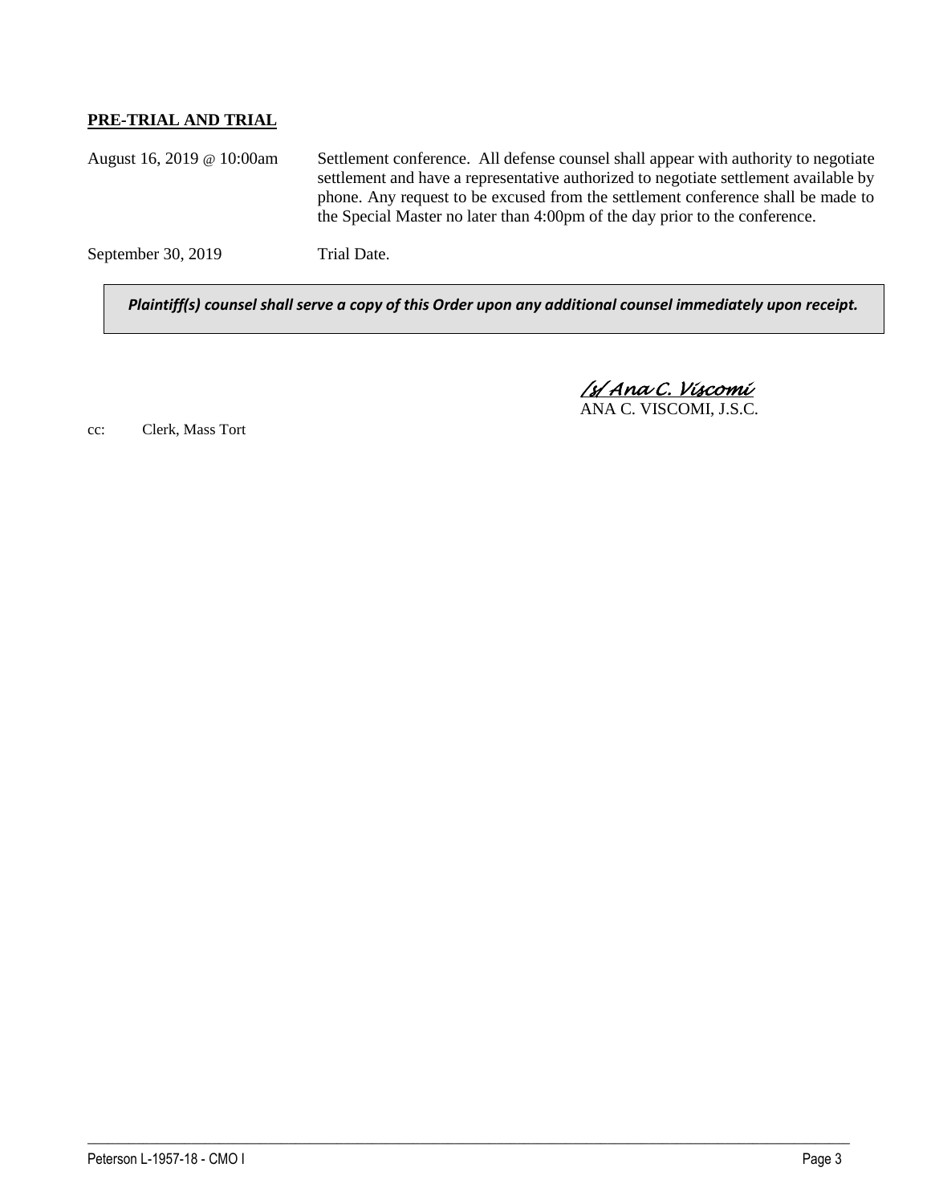**PRE-TRIAL AND TRIAL**

| | |
|---|---|
| August 16, 2019 @ 10:00am | Settlement conference. All defense counsel shall appear with authority to negotiate settlement and have a representative authorized to negotiate settlement available by phone. Any request to be excused from the settlement conference shall be made to the Special Master no later than 4:00pm of the day prior to the conference. |
| September 30, 2019 | Trial Date. |

***Plaintiff(s) counsel shall serve a copy of this Order upon any additional counsel immediately upon receipt.***

*/s/ Ana C. Viscomi*
ANA C. VISCOMI, J.S.C.

cc: Clerk, Mass Tort